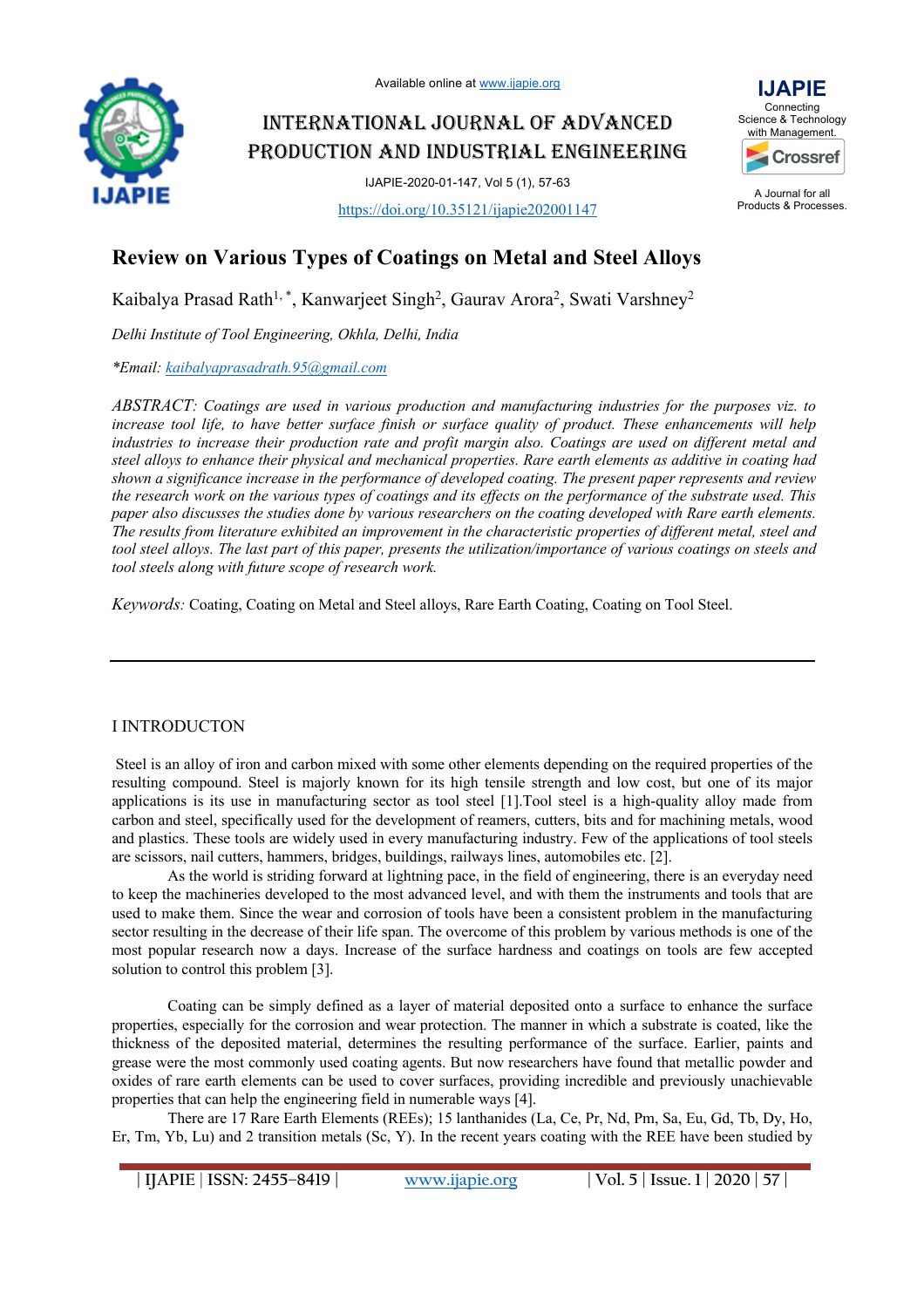Available online at www.ijapie.org

# INTERNATIONAL JOURNAL OF ADVANCED PRODUCTION AND INDUSTRIAL ENGINEERING

IJAPIE-2020-01-147, Vol 5 (1), 57-63

https://doi.org/10.35121/ijapie202001147

## Review on Various Types of Coatings on Metal and Steel Alloys

Kaibalya Prasad Rath[1, *], Kanwarjeet Singh[2], Gaurav Arora[2], Swati Varshney[2]

*Delhi Institute of Tool Engineering, Okhla, Delhi, India*

*\*Email: kaibalyaprasadrath.95@gmail.com*

*ABSTRACT: Coatings are used in various production and manufacturing industries for the purposes viz. to increase tool life, to have better surface finish or surface quality of product. These enhancements will help industries to increase their production rate and profit margin also. Coatings are used on different metal and steel alloys to enhance their physical and mechanical properties. Rare earth elements as additive in coating had shown a significance increase in the performance of developed coating. The present paper represents and review the research work on the various types of coatings and its effects on the performance of the substrate used. This paper also discusses the studies done by various researchers on the coating developed with Rare earth elements. The results from literature exhibited an improvement in the characteristic properties of different metal, steel and tool steel alloys. The last part of this paper, presents the utilization/importance of various coatings on steels and tool steels along with future scope of research work.*

*Keywords:* Coating, Coating on Metal and Steel alloys, Rare Earth Coating, Coating on Tool Steel.

## I INTRODUCTON

Steel is an alloy of iron and carbon mixed with some other elements depending on the required properties of the resulting compound. Steel is majorly known for its high tensile strength and low cost, but one of its major applications is its use in manufacturing sector as tool steel [1].Tool steel is a high-quality alloy made from carbon and steel, specifically used for the development of reamers, cutters, bits and for machining metals, wood and plastics. These tools are widely used in every manufacturing industry. Few of the applications of tool steels are scissors, nail cutters, hammers, bridges, buildings, railways lines, automobiles etc. [2].

As the world is striding forward at lightning pace, in the field of engineering, there is an everyday need to keep the machineries developed to the most advanced level, and with them the instruments and tools that are used to make them. Since the wear and corrosion of tools have been a consistent problem in the manufacturing sector resulting in the decrease of their life span. The overcome of this problem by various methods is one of the most popular research now a days. Increase of the surface hardness and coatings on tools are few accepted solution to control this problem [3].

Coating can be simply defined as a layer of material deposited onto a surface to enhance the surface properties, especially for the corrosion and wear protection. The manner in which a substrate is coated, like the thickness of the deposited material, determines the resulting performance of the surface. Earlier, paints and grease were the most commonly used coating agents. But now researchers have found that metallic powder and oxides of rare earth elements can be used to cover surfaces, providing incredible and previously unachievable properties that can help the engineering field in numerable ways [4].

There are 17 Rare Earth Elements (REEs); 15 lanthanides (La, Ce, Pr, Nd, Pm, Sa, Eu, Gd, Tb, Dy, Ho, Er, Tm, Yb, Lu) and 2 transition metals (Sc, Y). In the recent years coating with the REE have been studied by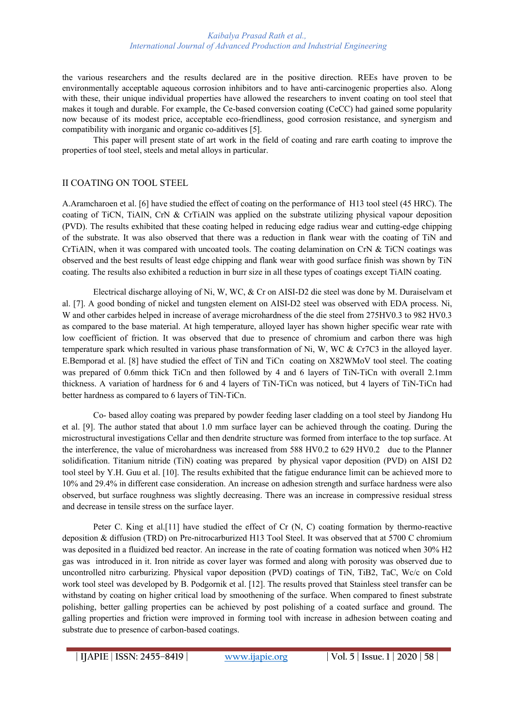the various researchers and the results declared are in the positive direction. REEs have proven to be environmentally acceptable aqueous corrosion inhibitors and to have anti-carcinogenic properties also. Along with these, their unique individual properties have allowed the researchers to invent coating on tool steel that makes it tough and durable. For example, the Ce-based conversion coating (CeCC) had gained some popularity now because of its modest price, acceptable eco-friendliness, good corrosion resistance, and synergism and compatibility with inorganic and organic co-additives [5].

This paper will present state of art work in the field of coating and rare earth coating to improve the properties of tool steel, steels and metal alloys in particular.

## II COATING ON TOOL STEEL

A.Aramcharoen et al. [6] have studied the effect of coating on the performance of H13 tool steel (45 HRC). The coating of TiCN, TiAlN, CrN & CrTiAlN was applied on the substrate utilizing physical vapour deposition (PVD). The results exhibited that these coating helped in reducing edge radius wear and cutting-edge chipping of the substrate. It was also observed that there was a reduction in flank wear with the coating of TiN and CrTiAlN, when it was compared with uncoated tools. The coating delamination on CrN & TiCN coatings was observed and the best results of least edge chipping and flank wear with good surface finish was shown by TiN coating. The results also exhibited a reduction in burr size in all these types of coatings except TiAlN coating.

Electrical discharge alloying of Ni, W, WC, & Cr on AISI-D2 die steel was done by M. Duraiselvam et al. [7]. A good bonding of nickel and tungsten element on AISI-D2 steel was observed with EDA process. Ni, W and other carbides helped in increase of average microhardness of the die steel from 275HV0.3 to 982 HV0.3 as compared to the base material. At high temperature, alloyed layer has shown higher specific wear rate with low coefficient of friction. It was observed that due to presence of chromium and carbon there was high temperature spark which resulted in various phase transformation of Ni, W, WC & $Cr_7C_3$ in the alloyed layer. E.Bemporad et al. [8] have studied the effect of TiN and TiCn coating on X82WMoV tool steel. The coating was prepared of 0.6mm thick TiCn and then followed by 4 and 6 layers of TiN-TiCn with overall 2.1mm thickness. A variation of hardness for 6 and 4 layers of TiN-TiCn was noticed, but 4 layers of TiN-TiCn had better hardness as compared to 6 layers of TiN-TiCn.

Co- based alloy coating was prepared by powder feeding laser cladding on a tool steel by Jiandong Hu et al. [9]. The author stated that about 1.0 mm surface layer can be achieved through the coating. During the microstructural investigations Cellar and then dendrite structure was formed from interface to the top surface. At the interference, the value of microhardness was increased from 588 HV0.2 to 629 HV0.2 due to the Planner solidification. Titanium nitride (TiN) coating was prepared by physical vapor deposition (PVD) on AISI D2 tool steel by Y.H. Guu et al. [10]. The results exhibited that the fatigue endurance limit can be achieved more to 10% and 29.4% in different case consideration. An increase on adhesion strength and surface hardness were also observed, but surface roughness was slightly decreasing. There was an increase in compressive residual stress and decrease in tensile stress on the surface layer.

Peter C. King et al.[11] have studied the effect of Cr (N, C) coating formation by thermo-reactive deposition & diffusion (TRD) on Pre-nitrocarburized H13 Tool Steel. It was observed that at 5700 C chromium was deposited in a fluidized bed reactor. An increase in the rate of coating formation was noticed when 30% H2 gas was introduced in it. Iron nitride as cover layer was formed and along with porosity was observed due to uncontrolled nitro carburizing. Physical vapor deposition (PVD) coatings of TiN, TiB2, TaC, Wc/c on Cold work tool steel was developed by B. Podgornik et al. [12]. The results proved that Stainless steel transfer can be withstand by coating on higher critical load by smoothening of the surface. When compared to finest substrate polishing, better galling properties can be achieved by post polishing of a coated surface and ground. The galling properties and friction were improved in forming tool with increase in adhesion between coating and substrate due to presence of carbon-based coatings.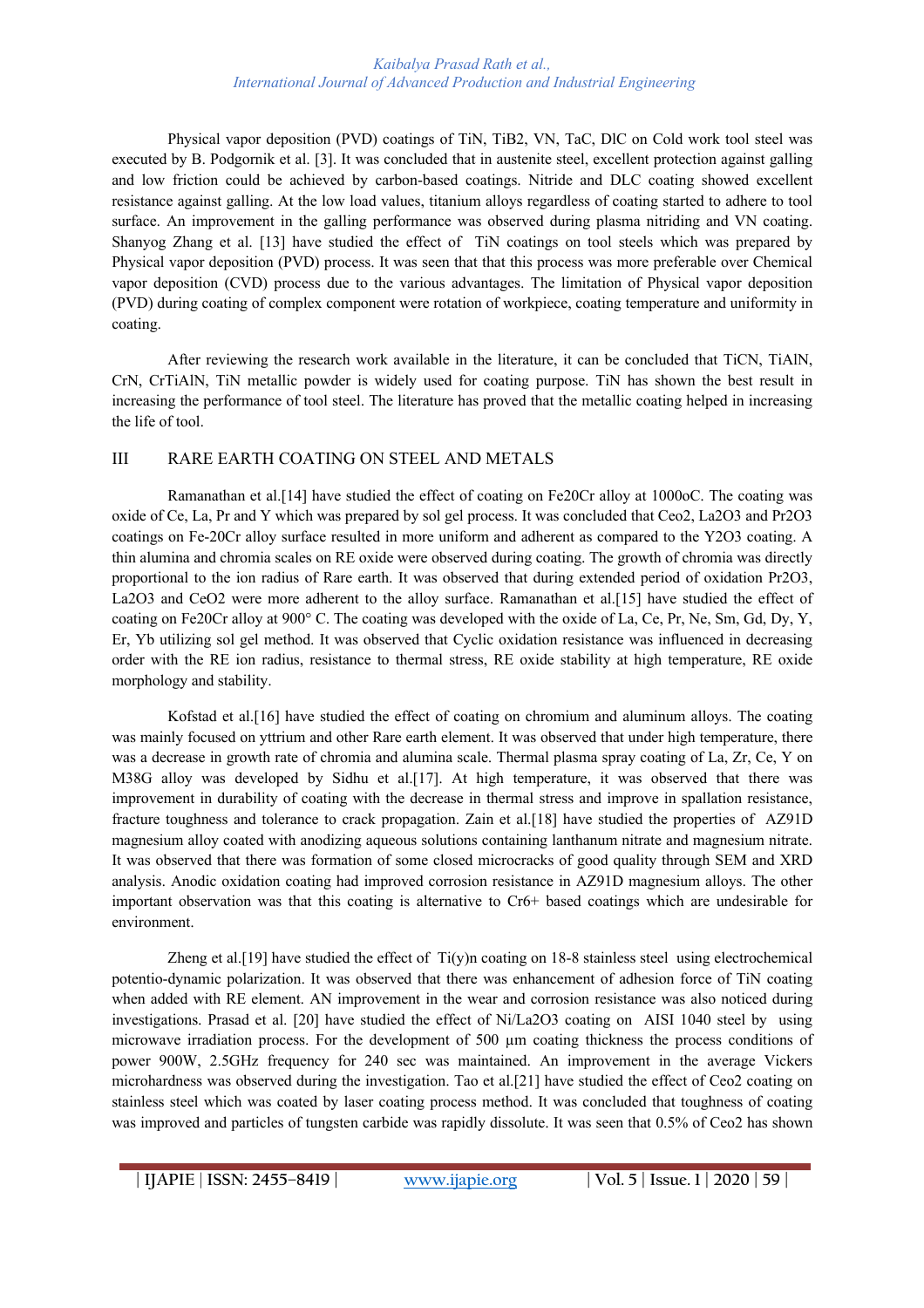Physical vapor deposition (PVD) coatings of TiN, $TiB_2$, VN, TaC, DlC on Cold work tool steel was executed by B. Podgornik et al. [3]. It was concluded that in austenite steel, excellent protection against galling and low friction could be achieved by carbon-based coatings. Nitride and DLC coating showed excellent resistance against galling. At the low load values, titanium alloys regardless of coating started to adhere to tool surface. An improvement in the galling performance was observed during plasma nitriding and VN coating. Shanyog Zhang et al. [13] have studied the effect of TiN coatings on tool steels which was prepared by Physical vapor deposition (PVD) process. It was seen that that this process was more preferable over Chemical vapor deposition (CVD) process due to the various advantages. The limitation of Physical vapor deposition (PVD) during coating of complex component were rotation of workpiece, coating temperature and uniformity in coating.

After reviewing the research work available in the literature, it can be concluded that TiCN, TiAlN, CrN, CrTiAlN, TiN metallic powder is widely used for coating purpose. TiN has shown the best result in increasing the performance of tool steel. The literature has proved that the metallic coating helped in increasing the life of tool.

## III RARE EARTH COATING ON STEEL AND METALS

Ramanathan et al.[14] have studied the effect of coating on Fe20Cr alloy at 1000oC. The coating was oxide of Ce, La, Pr and Y which was prepared by sol gel process. It was concluded that $Ceo_2$, $La_2O_3$ and $Pr_2O_3$ coatings on Fe-20Cr alloy surface resulted in more uniform and adherent as compared to the $Y_2O_3$ coating. A thin alumina and chromia scales on RE oxide were observed during coating. The growth of chromia was directly proportional to the ion radius of Rare earth. It was observed that during extended period of oxidation $Pr_2O_3$, $La_2O_3$ and $CeO_2$ were more adherent to the alloy surface. Ramanathan et al.[15] have studied the effect of coating on Fe20Cr alloy at 900° C. The coating was developed with the oxide of La, Ce, Pr, Ne, Sm, Gd, Dy, Y, Er, Yb utilizing sol gel method. It was observed that Cyclic oxidation resistance was influenced in decreasing order with the RE ion radius, resistance to thermal stress, RE oxide stability at high temperature, RE oxide morphology and stability.

Kofstad et al.[16] have studied the effect of coating on chromium and aluminum alloys. The coating was mainly focused on yttrium and other Rare earth element. It was observed that under high temperature, there was a decrease in growth rate of chromia and alumina scale. Thermal plasma spray coating of La, Zr, Ce, Y on M38G alloy was developed by Sidhu et al.[17]. At high temperature, it was observed that there was improvement in durability of coating with the decrease in thermal stress and improve in spallation resistance, fracture toughness and tolerance to crack propagation. Zain et al.[18] have studied the properties of AZ91D magnesium alloy coated with anodizing aqueous solutions containing lanthanum nitrate and magnesium nitrate. It was observed that there was formation of some closed microcracks of good quality through SEM and XRD analysis. Anodic oxidation coating had improved corrosion resistance in AZ91D magnesium alloys. The other important observation was that this coating is alternative to $Cr^{6+}$ based coatings which are undesirable for environment.

Zheng et al.[19] have studied the effect of Ti(y)n coating on 18-8 stainless steel using electrochemical potentio-dynamic polarization. It was observed that there was enhancement of adhesion force of TiN coating when added with RE element. AN improvement in the wear and corrosion resistance was also noticed during investigations. Prasad et al. [20] have studied the effect of Ni/$La_2O_3$ coating on AISI 1040 steel by using microwave irradiation process. For the development of 500 µm coating thickness the process conditions of power 900W, 2.5GHz frequency for 240 sec was maintained. An improvement in the average Vickers microhardness was observed during the investigation. Tao et al.[21] have studied the effect of $Ceo_2$ coating on stainless steel which was coated by laser coating process method. It was concluded that toughness of coating was improved and particles of tungsten carbide was rapidly dissolute. It was seen that 0.5% of $Ceo_2$ has shown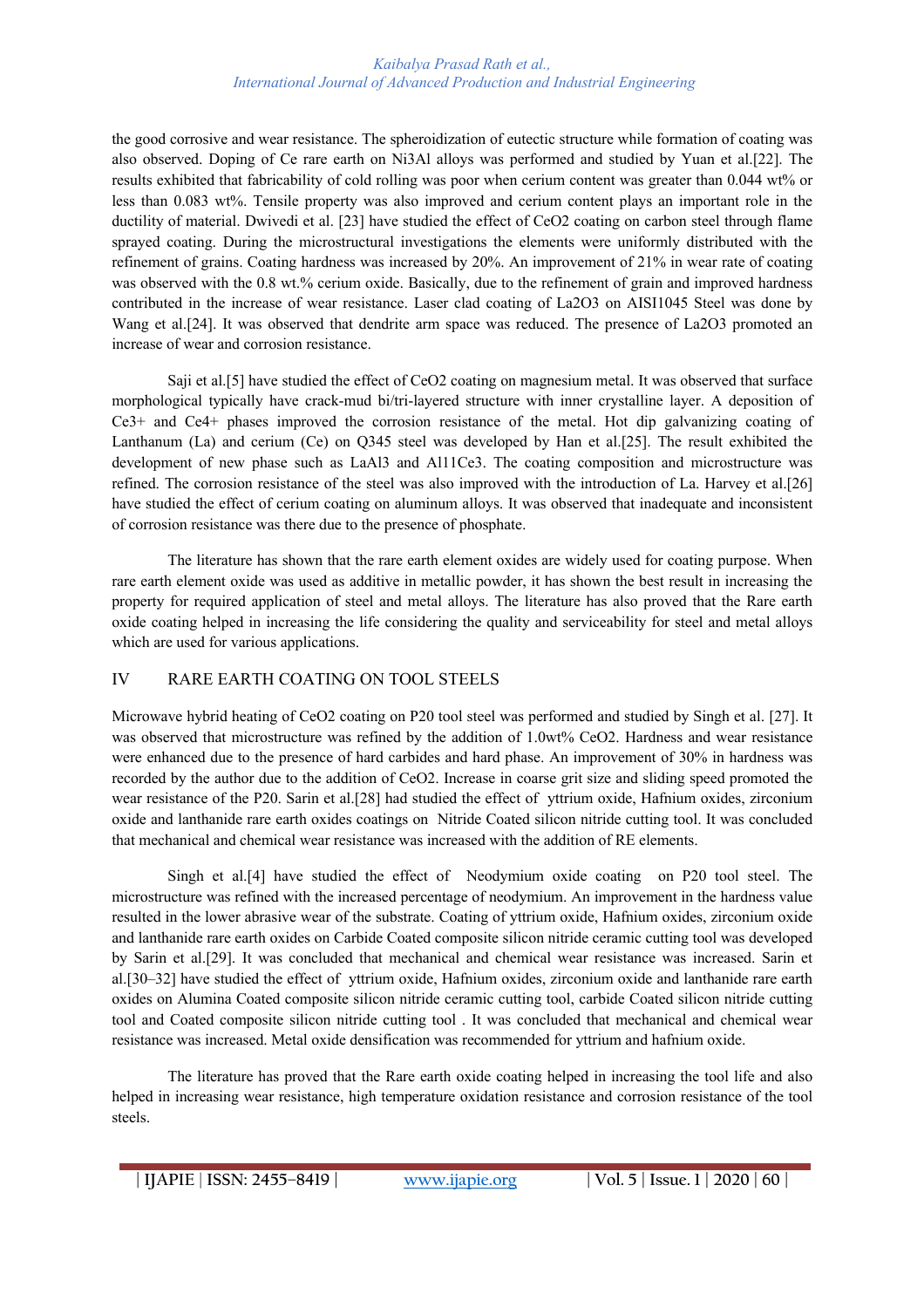the good corrosive and wear resistance. The spheroidization of eutectic structure while formation of coating was also observed. Doping of Ce rare earth on $Ni_3Al$ alloys was performed and studied by Yuan et al.[22]. The results exhibited that fabricability of cold rolling was poor when cerium content was greater than 0.044 wt% or less than 0.083 wt%. Tensile property was also improved and cerium content plays an important role in the ductility of material. Dwivedi et al. [23] have studied the effect of $CeO_2$ coating on carbon steel through flame sprayed coating. During the microstructural investigations the elements were uniformly distributed with the refinement of grains. Coating hardness was increased by 20%. An improvement of 21% in wear rate of coating was observed with the 0.8 wt.% cerium oxide. Basically, due to the refinement of grain and improved hardness contributed in the increase of wear resistance. Laser clad coating of $La_2O_3$ on AISI1045 Steel was done by Wang et al.[24]. It was observed that dendrite arm space was reduced. The presence of $La_2O_3$ promoted an increase of wear and corrosion resistance.

Saji et al.[5] have studied the effect of $CeO_2$ coating on magnesium metal. It was observed that surface morphological typically have crack-mud bi/tri-layered structure with inner crystalline layer. A deposition of $Ce^{3+}$ and $Ce^{4+}$ phases improved the corrosion resistance of the metal. Hot dip galvanizing coating of Lanthanum (La) and cerium (Ce) on Q345 steel was developed by Han et al.[25]. The result exhibited the development of new phase such as $LaAl_3$ and $Al_{11}Ce_3$. The coating composition and microstructure was refined. The corrosion resistance of the steel was also improved with the introduction of La. Harvey et al.[26] have studied the effect of cerium coating on aluminum alloys. It was observed that inadequate and inconsistent of corrosion resistance was there due to the presence of phosphate.

The literature has shown that the rare earth element oxides are widely used for coating purpose. When rare earth element oxide was used as additive in metallic powder, it has shown the best result in increasing the property for required application of steel and metal alloys. The literature has also proved that the Rare earth oxide coating helped in increasing the life considering the quality and serviceability for steel and metal alloys which are used for various applications.

## IV RARE EARTH COATING ON TOOL STEELS

Microwave hybrid heating of $CeO_2$ coating on P20 tool steel was performed and studied by Singh et al. [27]. It was observed that microstructure was refined by the addition of 1.0wt% $CeO_2$. Hardness and wear resistance were enhanced due to the presence of hard carbides and hard phase. An improvement of 30% in hardness was recorded by the author due to the addition of $CeO_2$. Increase in coarse grit size and sliding speed promoted the wear resistance of the P20. Sarin et al.[28] had studied the effect of yttrium oxide, Hafnium oxides, zirconium oxide and lanthanide rare earth oxides coatings on Nitride Coated silicon nitride cutting tool. It was concluded that mechanical and chemical wear resistance was increased with the addition of RE elements.

Singh et al.[4] have studied the effect of Neodymium oxide coating on P20 tool steel. The microstructure was refined with the increased percentage of neodymium. An improvement in the hardness value resulted in the lower abrasive wear of the substrate. Coating of yttrium oxide, Hafnium oxides, zirconium oxide and lanthanide rare earth oxides on Carbide Coated composite silicon nitride ceramic cutting tool was developed by Sarin et al.[29]. It was concluded that mechanical and chemical wear resistance was increased. Sarin et al.[30–32] have studied the effect of yttrium oxide, Hafnium oxides, zirconium oxide and lanthanide rare earth oxides on Alumina Coated composite silicon nitride ceramic cutting tool, carbide Coated silicon nitride cutting tool and Coated composite silicon nitride cutting tool . It was concluded that mechanical and chemical wear resistance was increased. Metal oxide densification was recommended for yttrium and hafnium oxide.

The literature has proved that the Rare earth oxide coating helped in increasing the tool life and also helped in increasing wear resistance, high temperature oxidation resistance and corrosion resistance of the tool steels.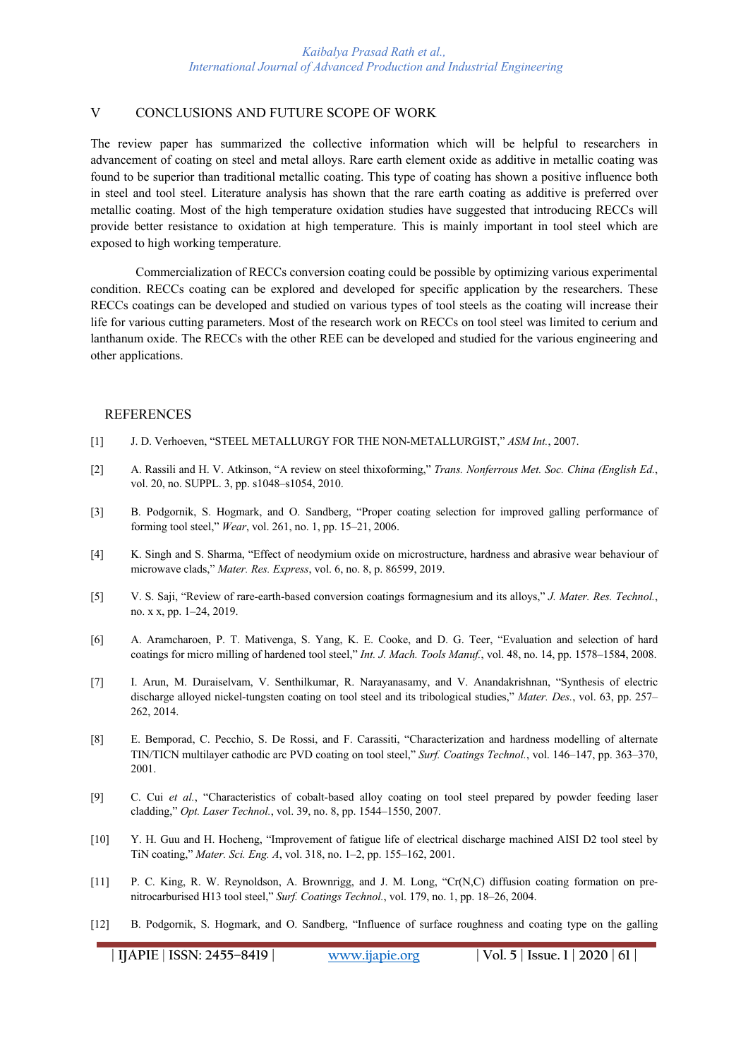## V CONCLUSIONS AND FUTURE SCOPE OF WORK

The review paper has summarized the collective information which will be helpful to researchers in advancement of coating on steel and metal alloys. Rare earth element oxide as additive in metallic coating was found to be superior than traditional metallic coating. This type of coating has shown a positive influence both in steel and tool steel. Literature analysis has shown that the rare earth coating as additive is preferred over metallic coating. Most of the high temperature oxidation studies have suggested that introducing RECCs will provide better resistance to oxidation at high temperature. This is mainly important in tool steel which are exposed to high working temperature.

Commercialization of RECCs conversion coating could be possible by optimizing various experimental condition. RECCs coating can be explored and developed for specific application by the researchers. These RECCs coatings can be developed and studied on various types of tool steels as the coating will increase their life for various cutting parameters. Most of the research work on RECCs on tool steel was limited to cerium and lanthanum oxide. The RECCs with the other REE can be developed and studied for the various engineering and other applications.

## REFERENCES

[1] J. D. Verhoeven, "STEEL METALLURGY FOR THE NON-METALLURGIST," *ASM Int.*, 2007.

[2] A. Rassili and H. V. Atkinson, "A review on steel thixoforming," *Trans. Nonferrous Met. Soc. China (English Ed.*, vol. 20, no. SUPPL. 3, pp. s1048–s1054, 2010.

[3] B. Podgornik, S. Hogmark, and O. Sandberg, "Proper coating selection for improved galling performance of forming tool steel," *Wear*, vol. 261, no. 1, pp. 15–21, 2006.

[4] K. Singh and S. Sharma, "Effect of neodymium oxide on microstructure, hardness and abrasive wear behaviour of microwave clads," *Mater. Res. Express*, vol. 6, no. 8, p. 86599, 2019.

[5] V. S. Saji, "Review of rare-earth-based conversion coatings formagnesium and its alloys," *J. Mater. Res. Technol.*, no. x x, pp. 1–24, 2019.

[6] A. Aramcharoen, P. T. Mativenga, S. Yang, K. E. Cooke, and D. G. Teer, "Evaluation and selection of hard coatings for micro milling of hardened tool steel," *Int. J. Mach. Tools Manuf.*, vol. 48, no. 14, pp. 1578–1584, 2008.

[7] I. Arun, M. Duraiselvam, V. Senthilkumar, R. Narayanasamy, and V. Anandakrishnan, "Synthesis of electric discharge alloyed nickel-tungsten coating on tool steel and its tribological studies," *Mater. Des.*, vol. 63, pp. 257–262, 2014.

[8] E. Bemporad, C. Pecchio, S. De Rossi, and F. Carassiti, "Characterization and hardness modelling of alternate TIN/TICN multilayer cathodic arc PVD coating on tool steel," *Surf. Coatings Technol.*, vol. 146–147, pp. 363–370, 2001.

[9] C. Cui *et al.*, "Characteristics of cobalt-based alloy coating on tool steel prepared by powder feeding laser cladding," *Opt. Laser Technol.*, vol. 39, no. 8, pp. 1544–1550, 2007.

[10] Y. H. Guu and H. Hocheng, "Improvement of fatigue life of electrical discharge machined AISI D2 tool steel by TiN coating," *Mater. Sci. Eng. A*, vol. 318, no. 1–2, pp. 155–162, 2001.

[11] P. C. King, R. W. Reynoldson, A. Brownrigg, and J. M. Long, "Cr(N,C) diffusion coating formation on pre-nitrocarburised H13 tool steel," *Surf. Coatings Technol.*, vol. 179, no. 1, pp. 18–26, 2004.

[12] B. Podgornik, S. Hogmark, and O. Sandberg, "Influence of surface roughness and coating type on the galling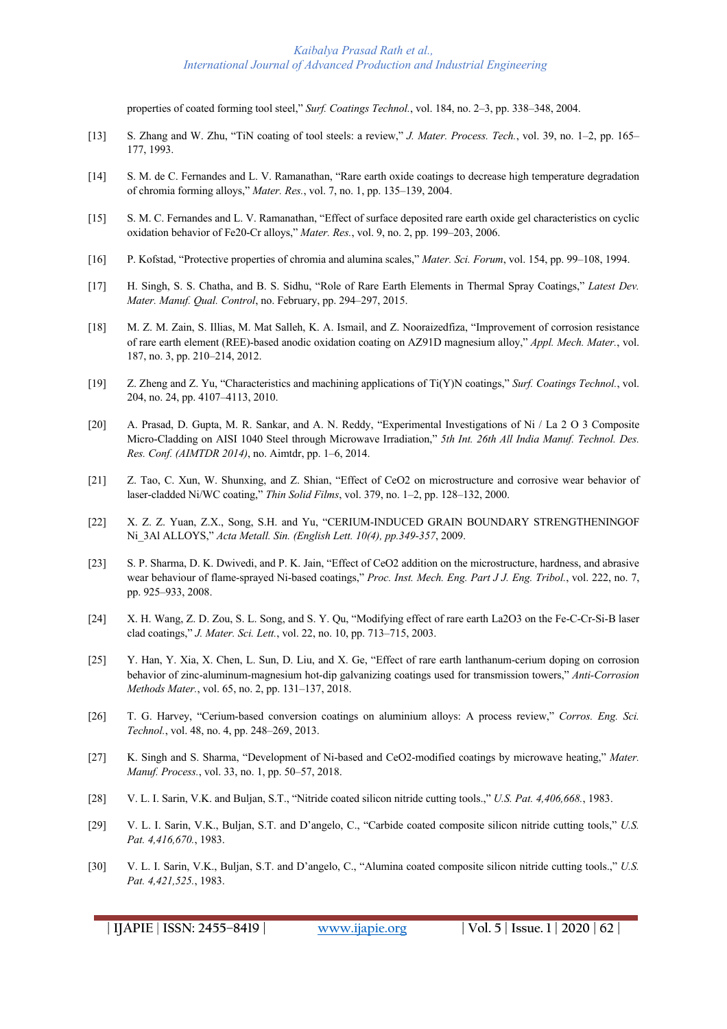properties of coated forming tool steel," *Surf. Coatings Technol.*, vol. 184, no. 2–3, pp. 338–348, 2004.

[13] S. Zhang and W. Zhu, "TiN coating of tool steels: a review," *J. Mater. Process. Tech.*, vol. 39, no. 1–2, pp. 165–177, 1993.

[14] S. M. de C. Fernandes and L. V. Ramanathan, "Rare earth oxide coatings to decrease high temperature degradation of chromia forming alloys," *Mater. Res.*, vol. 7, no. 1, pp. 135–139, 2004.

[15] S. M. C. Fernandes and L. V. Ramanathan, "Effect of surface deposited rare earth oxide gel characteristics on cyclic oxidation behavior of Fe20-Cr alloys," *Mater. Res.*, vol. 9, no. 2, pp. 199–203, 2006.

[16] P. Kofstad, "Protective properties of chromia and alumina scales," *Mater. Sci. Forum*, vol. 154, pp. 99–108, 1994.

[17] H. Singh, S. S. Chatha, and B. S. Sidhu, "Role of Rare Earth Elements in Thermal Spray Coatings," *Latest Dev. Mater. Manuf. Qual. Control*, no. February, pp. 294–297, 2015.

[18] M. Z. M. Zain, S. Illias, M. Mat Salleh, K. A. Ismail, and Z. Nooraizedfiza, "Improvement of corrosion resistance of rare earth element (REE)-based anodic oxidation coating on AZ91D magnesium alloy," *Appl. Mech. Mater.*, vol. 187, no. 3, pp. 210–214, 2012.

[19] Z. Zheng and Z. Yu, "Characteristics and machining applications of Ti(Y)N coatings," *Surf. Coatings Technol.*, vol. 204, no. 24, pp. 4107–4113, 2010.

[20] A. Prasad, D. Gupta, M. R. Sankar, and A. N. Reddy, "Experimental Investigations of Ni / La 2 O 3 Composite Micro-Cladding on AISI 1040 Steel through Microwave Irradiation," *5th Int. 26th All India Manuf. Technol. Des. Res. Conf. (AIMTDR 2014)*, no. Aimtdr, pp. 1–6, 2014.

[21] Z. Tao, C. Xun, W. Shunxing, and Z. Shian, "Effect of CeO2 on microstructure and corrosive wear behavior of laser-cladded Ni/WC coating," *Thin Solid Films*, vol. 379, no. 1–2, pp. 128–132, 2000.

[22] X. Z. Z. Yuan, Z.X., Song, S.H. and Yu, "CERIUM-INDUCED GRAIN BOUNDARY STRENGTHENINGOF Ni_3Al ALLOYS," *Acta Metall. Sin. (English Lett. 10(4), pp.349-357*, 2009.

[23] S. P. Sharma, D. K. Dwivedi, and P. K. Jain, "Effect of CeO2 addition on the microstructure, hardness, and abrasive wear behaviour of flame-sprayed Ni-based coatings," *Proc. Inst. Mech. Eng. Part J J. Eng. Tribol.*, vol. 222, no. 7, pp. 925–933, 2008.

[24] X. H. Wang, Z. D. Zou, S. L. Song, and S. Y. Qu, "Modifying effect of rare earth La2O3 on the Fe-C-Cr-Si-B laser clad coatings," *J. Mater. Sci. Lett.*, vol. 22, no. 10, pp. 713–715, 2003.

[25] Y. Han, Y. Xia, X. Chen, L. Sun, D. Liu, and X. Ge, "Effect of rare earth lanthanum-cerium doping on corrosion behavior of zinc-aluminum-magnesium hot-dip galvanizing coatings used for transmission towers," *Anti-Corrosion Methods Mater.*, vol. 65, no. 2, pp. 131–137, 2018.

[26] T. G. Harvey, "Cerium-based conversion coatings on aluminium alloys: A process review," *Corros. Eng. Sci. Technol.*, vol. 48, no. 4, pp. 248–269, 2013.

[27] K. Singh and S. Sharma, "Development of Ni-based and CeO2-modified coatings by microwave heating," *Mater. Manuf. Process.*, vol. 33, no. 1, pp. 50–57, 2018.

[28] V. L. I. Sarin, V.K. and Buljan, S.T., "Nitride coated silicon nitride cutting tools.," *U.S. Pat. 4,406,668.*, 1983.

[29] V. L. I. Sarin, V.K., Buljan, S.T. and D'angelo, C., "Carbide coated composite silicon nitride cutting tools," *U.S. Pat. 4,416,670.*, 1983.

[30] V. L. I. Sarin, V.K., Buljan, S.T. and D'angelo, C., "Alumina coated composite silicon nitride cutting tools.," *U.S. Pat. 4,421,525.*, 1983.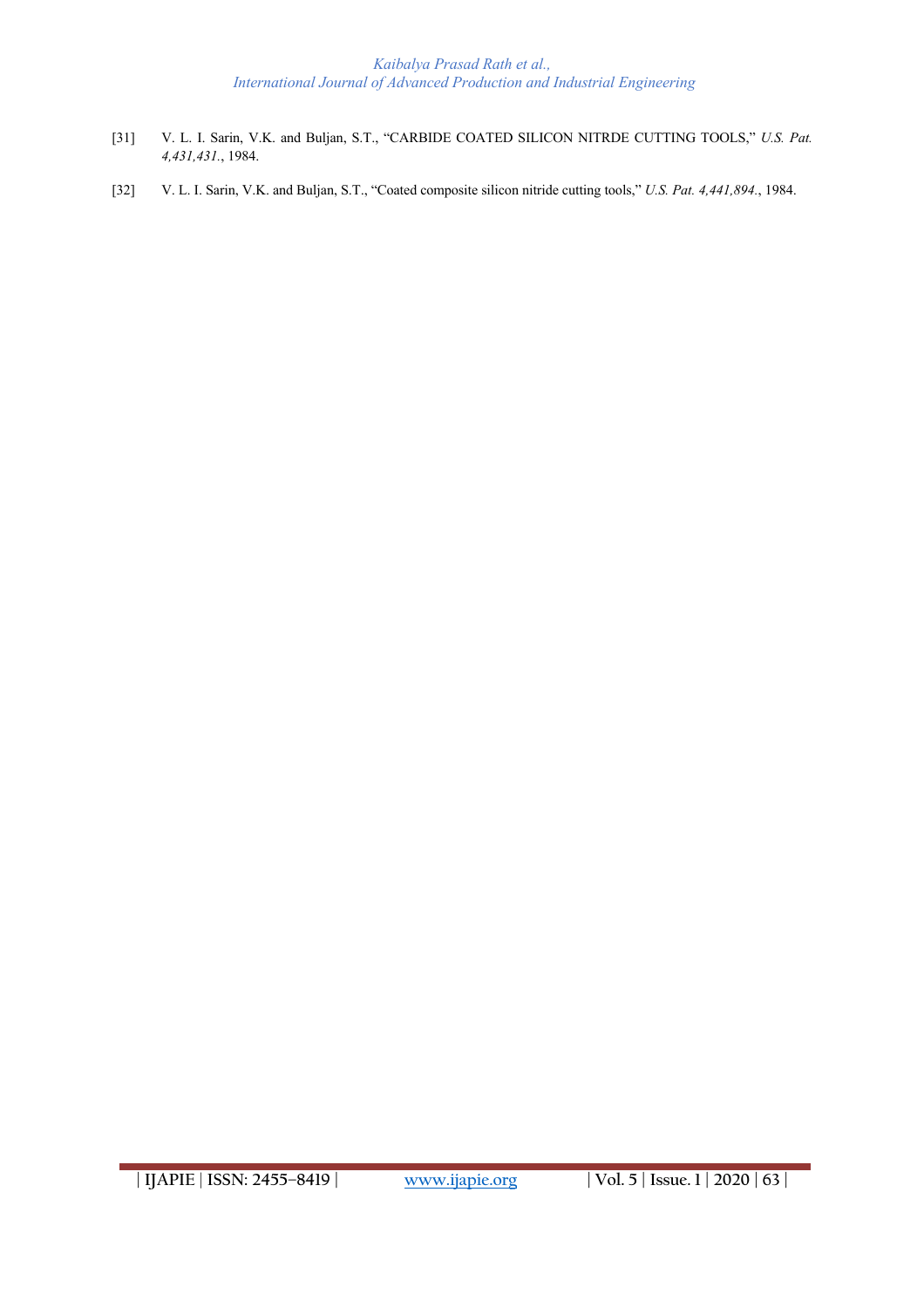[31] V. L. I. Sarin, V.K. and Buljan, S.T., "CARBIDE COATED SILICON NITRDE CUTTING TOOLS," *U.S. Pat. 4,431,431.*, 1984.

[32] V. L. I. Sarin, V.K. and Buljan, S.T., "Coated composite silicon nitride cutting tools," *U.S. Pat. 4,441,894.*, 1984.